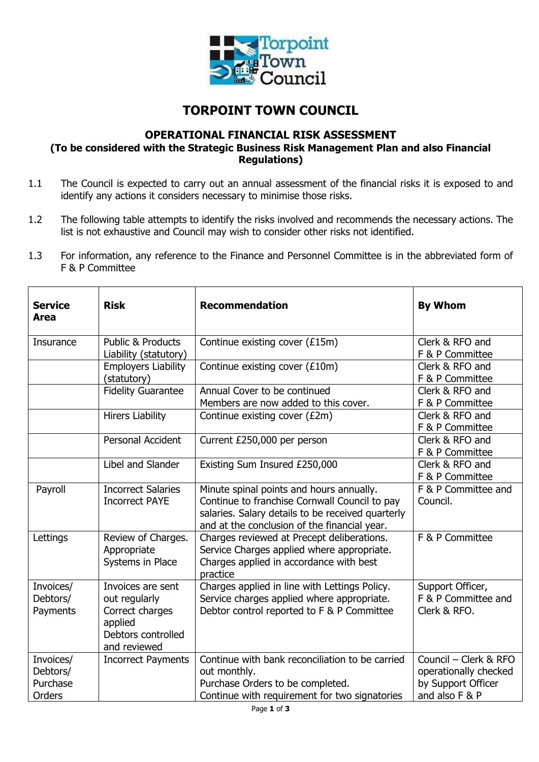# TORPOINT TOWN COUNCIL

## OPERATIONAL FINANCIAL RISK ASSESSMENT

**(To be considered with the Strategic Business Risk Management Plan and also Financial Regulations)**

1.1 The Council is expected to carry out an annual assessment of the financial risks it is exposed to and identify any actions it considers necessary to minimise those risks.

1.2 The following table attempts to identify the risks involved and recommends the necessary actions. The list is not exhaustive and Council may wish to consider other risks not identified.

1.3 For information, any reference to the Finance and Personnel Committee is in the abbreviated form of F & P Committee

| Service Area | Risk | Recommendation | By Whom |
|---|---|---|---|
| Insurance | Public & Products Liability (statutory) | Continue existing cover (£15m) | Clerk & RFO and F & P Committee |
| | Employers Liability (statutory) | Continue existing cover (£10m) | Clerk & RFO and F & P Committee |
| | Fidelity Guarantee | Annual Cover to be continued<br>Members are now added to this cover. | Clerk & RFO and F & P Committee |
| | Hirers Liability | Continue existing cover (£2m) | Clerk & RFO and F & P Committee |
| | Personal Accident | Current £250,000 per person | Clerk & RFO and F & P Committee |
| | Libel and Slander | Existing Sum Insured £250,000 | Clerk & RFO and F & P Committee |
| Payroll | Incorrect Salaries<br>Incorrect PAYE | Minute spinal points and hours annually.<br>Continue to franchise Cornwall Council to pay salaries. Salary details to be received quarterly and at the conclusion of the financial year. | F & P Committee and Council. |
| Lettings | Review of Charges.<br>Appropriate Systems in Place | Charges reviewed at Precept deliberations.<br>Service Charges applied where appropriate.<br>Charges applied in accordance with best practice | F & P Committee |
| Invoices/ Debtors/ Payments | Invoices are sent out regularly<br>Correct charges applied<br>Debtors controlled and reviewed | Charges applied in line with Lettings Policy.<br>Service charges applied where appropriate.<br>Debtor control reported to F & P Committee | Support Officer, F & P Committee and Clerk & RFO. |
| Invoices/ Debtors/ Purchase Orders | Incorrect Payments | Continue with bank reconciliation to be carried out monthly.<br>Purchase Orders to be completed.<br>Continue with requirement for two signatories | Council – Clerk & RFO operationally checked by Support Officer and also F & P |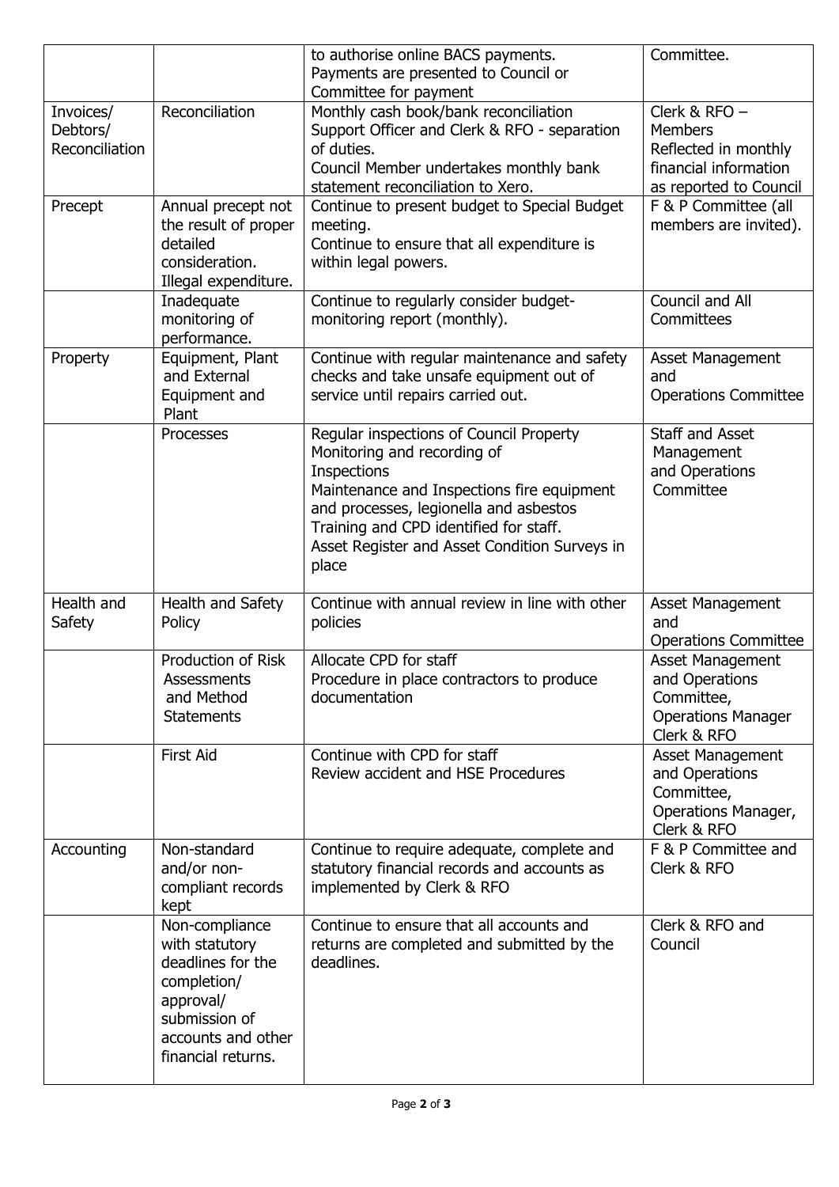| | | | |
|---|---|---|---|
| | | to authorise online BACS payments. Payments are presented to Council or Committee for payment | Committee. |
| Invoices/ Debtors/ Reconciliation | Reconciliation | Monthly cash book/bank reconciliation Support Officer and Clerk & RFO - separation of duties. Council Member undertakes monthly bank statement reconciliation to Xero. | Clerk & RFO – Members Reflected in monthly financial information as reported to Council |
| Precept | Annual precept not the result of proper detailed consideration. Illegal expenditure. | Continue to present budget to Special Budget meeting. Continue to ensure that all expenditure is within legal powers. | F & P Committee (all members are invited). |
| | Inadequate monitoring of performance. | Continue to regularly consider budget-monitoring report (monthly). | Council and All Committees |
| Property | Equipment, Plant and External Equipment and Plant | Continue with regular maintenance and safety checks and take unsafe equipment out of service until repairs carried out. | Asset Management and Operations Committee |
| | Processes | Regular inspections of Council Property Monitoring and recording of Inspections Maintenance and Inspections fire equipment and processes, legionella and asbestos Training and CPD identified for staff. Asset Register and Asset Condition Surveys in place | Staff and Asset Management and Operations Committee |
| Health and Safety | Health and Safety Policy | Continue with annual review in line with other policies | Asset Management and Operations Committee |
| | Production of Risk Assessments and Method Statements | Allocate CPD for staff Procedure in place contractors to produce documentation | Asset Management and Operations Committee, Operations Manager Clerk & RFO |
| | First Aid | Continue with CPD for staff Review accident and HSE Procedures | Asset Management and Operations Committee, Operations Manager, Clerk & RFO |
| Accounting | Non-standard and/or non-compliant records kept | Continue to require adequate, complete and statutory financial records and accounts as implemented by Clerk & RFO | F & P Committee and Clerk & RFO |
| | Non-compliance with statutory deadlines for the completion/ approval/ submission of accounts and other financial returns. | Continue to ensure that all accounts and returns are completed and submitted by the deadlines. | Clerk & RFO and Council |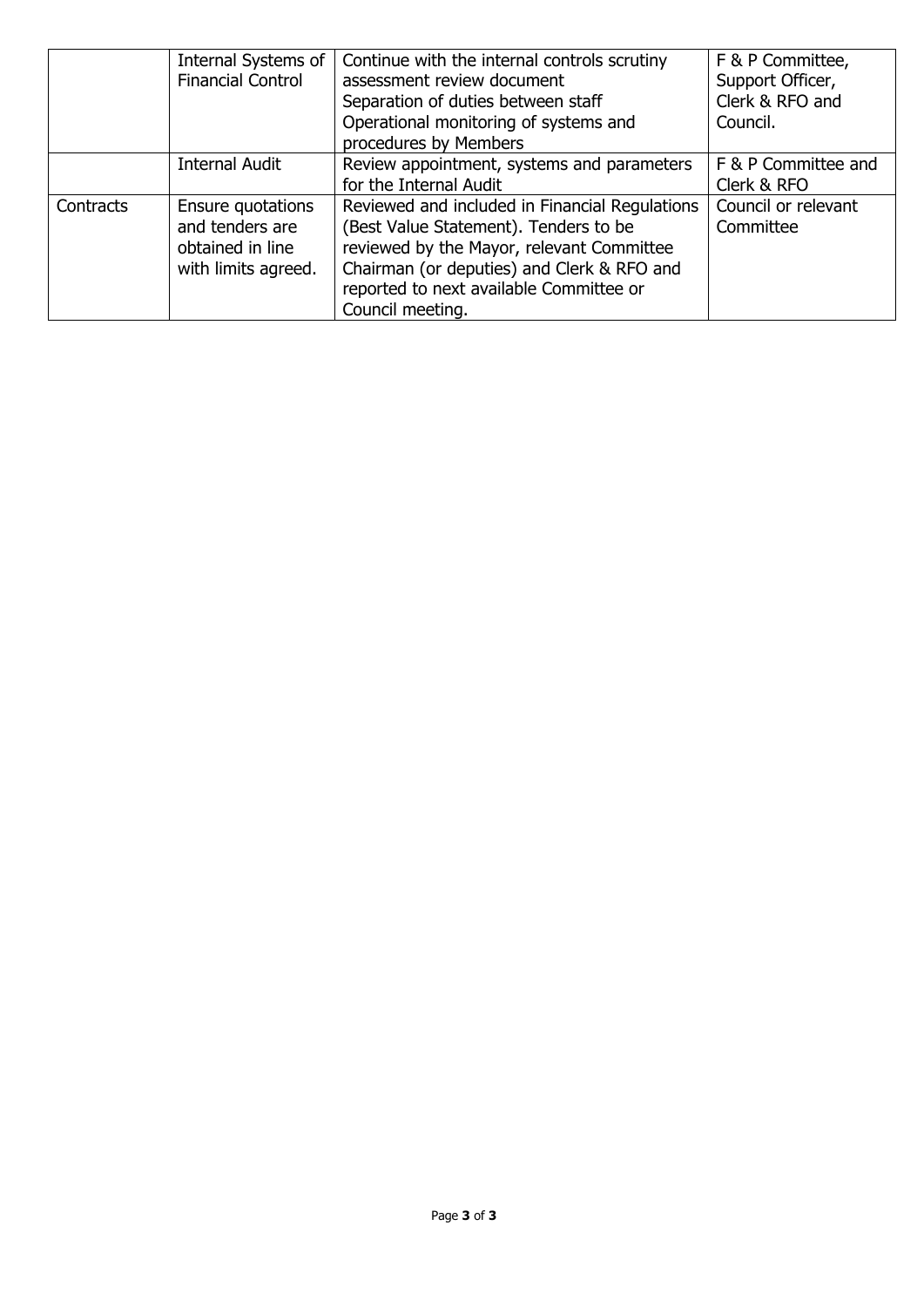| | | | |
|---|---|---|---|
| | Internal Systems of Financial Control | Continue with the internal controls scrutiny assessment review document<br>Separation of duties between staff<br>Operational monitoring of systems and procedures by Members | F & P Committee, Support Officer, Clerk & RFO and Council. |
| | Internal Audit | Review appointment, systems and parameters for the Internal Audit | F & P Committee and Clerk & RFO |
| Contracts | Ensure quotations and tenders are obtained in line with limits agreed. | Reviewed and included in Financial Regulations (Best Value Statement). Tenders to be reviewed by the Mayor, relevant Committee Chairman (or deputies) and Clerk & RFO and reported to next available Committee or Council meeting. | Council or relevant Committee |